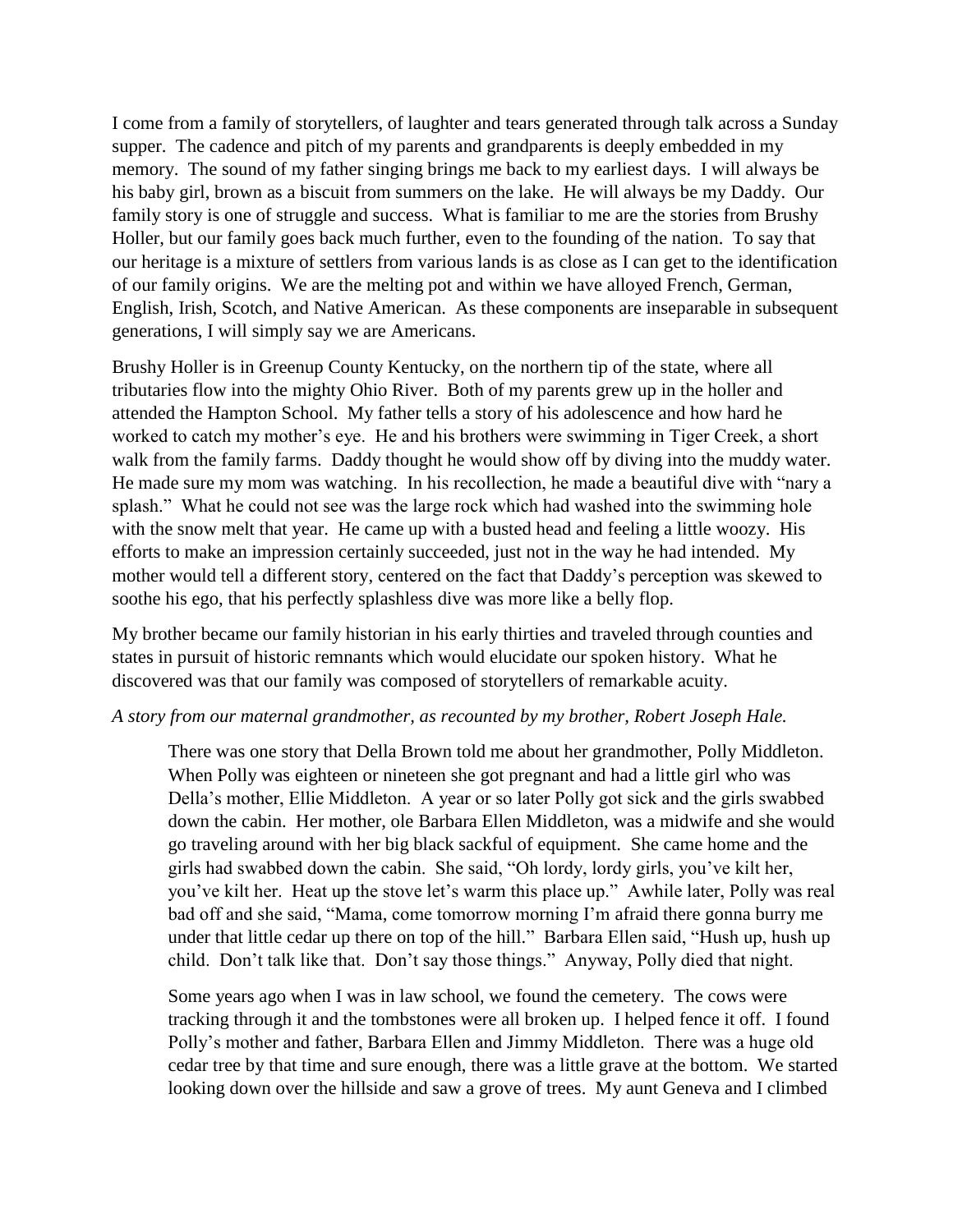I come from a family of storytellers, of laughter and tears generated through talk across a Sunday supper. The cadence and pitch of my parents and grandparents is deeply embedded in my memory. The sound of my father singing brings me back to my earliest days. I will always be his baby girl, brown as a biscuit from summers on the lake. He will always be my Daddy. Our family story is one of struggle and success. What is familiar to me are the stories from Brushy Holler, but our family goes back much further, even to the founding of the nation. To say that our heritage is a mixture of settlers from various lands is as close as I can get to the identification of our family origins. We are the melting pot and within we have alloyed French, German, English, Irish, Scotch, and Native American. As these components are inseparable in subsequent generations, I will simply say we are Americans.

Brushy Holler is in Greenup County Kentucky, on the northern tip of the state, where all tributaries flow into the mighty Ohio River. Both of my parents grew up in the holler and attended the Hampton School. My father tells a story of his adolescence and how hard he worked to catch my mother's eye. He and his brothers were swimming in Tiger Creek, a short walk from the family farms. Daddy thought he would show off by diving into the muddy water. He made sure my mom was watching. In his recollection, he made a beautiful dive with "nary a splash." What he could not see was the large rock which had washed into the swimming hole with the snow melt that year. He came up with a busted head and feeling a little woozy. His efforts to make an impression certainly succeeded, just not in the way he had intended. My mother would tell a different story, centered on the fact that Daddy's perception was skewed to soothe his ego, that his perfectly splashless dive was more like a belly flop.

My brother became our family historian in his early thirties and traveled through counties and states in pursuit of historic remnants which would elucidate our spoken history. What he discovered was that our family was composed of storytellers of remarkable acuity.

*A story from our maternal grandmother, as recounted by my brother, Robert Joseph Hale.*

> There was one story that Della Brown told me about her grandmother, Polly Middleton. When Polly was eighteen or nineteen she got pregnant and had a little girl who was Della's mother, Ellie Middleton. A year or so later Polly got sick and the girls swabbed down the cabin. Her mother, ole Barbara Ellen Middleton, was a midwife and she would go traveling around with her big black sackful of equipment. She came home and the girls had swabbed down the cabin. She said, "Oh lordy, lordy girls, you've kilt her, you've kilt her. Heat up the stove let's warm this place up." Awhile later, Polly was real bad off and she said, "Mama, come tomorrow morning I'm afraid there gonna burry me under that little cedar up there on top of the hill." Barbara Ellen said, "Hush up, hush up child. Don't talk like that. Don't say those things." Anyway, Polly died that night.
>
> Some years ago when I was in law school, we found the cemetery. The cows were tracking through it and the tombstones were all broken up. I helped fence it off. I found Polly's mother and father, Barbara Ellen and Jimmy Middleton. There was a huge old cedar tree by that time and sure enough, there was a little grave at the bottom. We started looking down over the hillside and saw a grove of trees. My aunt Geneva and I climbed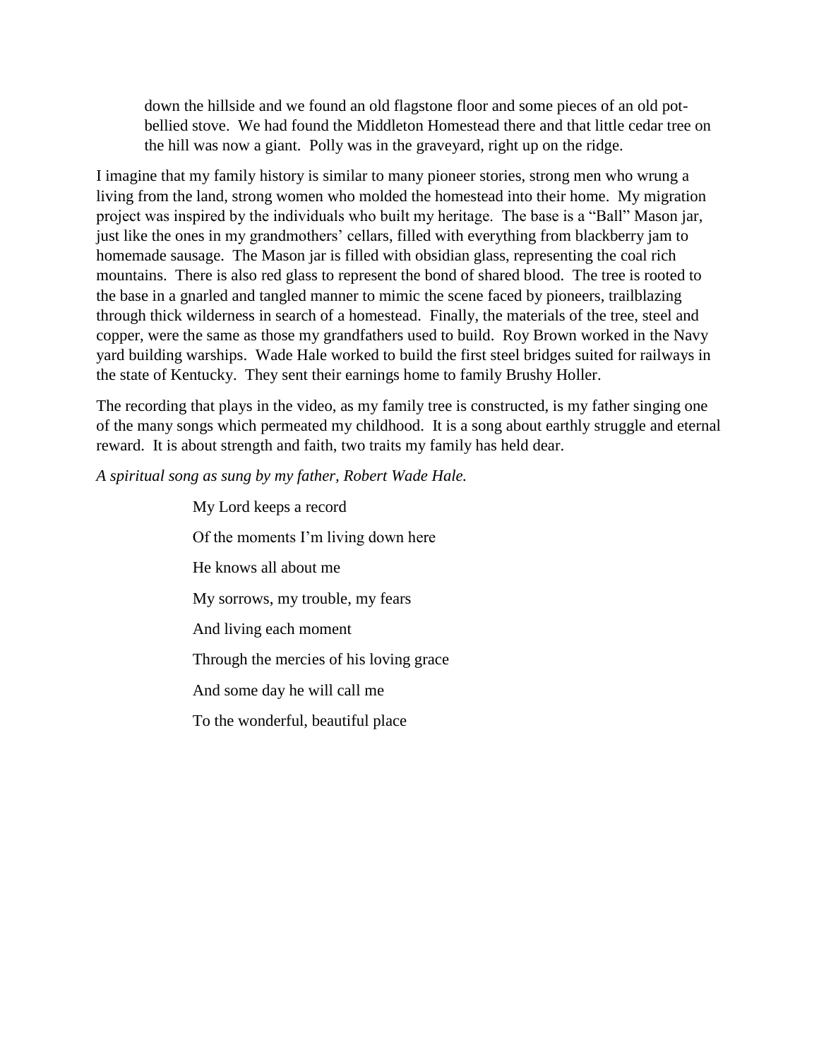> down the hillside and we found an old flagstone floor and some pieces of an old pot-bellied stove. We had found the Middleton Homestead there and that little cedar tree on the hill was now a giant. Polly was in the graveyard, right up on the ridge.

I imagine that my family history is similar to many pioneer stories, strong men who wrung a living from the land, strong women who molded the homestead into their home. My migration project was inspired by the individuals who built my heritage. The base is a "Ball" Mason jar, just like the ones in my grandmothers' cellars, filled with everything from blackberry jam to homemade sausage. The Mason jar is filled with obsidian glass, representing the coal rich mountains. There is also red glass to represent the bond of shared blood. The tree is rooted to the base in a gnarled and tangled manner to mimic the scene faced by pioneers, trailblazing through thick wilderness in search of a homestead. Finally, the materials of the tree, steel and copper, were the same as those my grandfathers used to build. Roy Brown worked in the Navy yard building warships. Wade Hale worked to build the first steel bridges suited for railways in the state of Kentucky. They sent their earnings home to family Brushy Holler.

The recording that plays in the video, as my family tree is constructed, is my father singing one of the many songs which permeated my childhood. It is a song about earthly struggle and eternal reward. It is about strength and faith, two traits my family has held dear.

*A spiritual song as sung by my father, Robert Wade Hale.*

> My Lord keeps a record
>
> Of the moments I'm living down here
>
> He knows all about me
>
> My sorrows, my trouble, my fears
>
> And living each moment
>
> Through the mercies of his loving grace
>
> And some day he will call me
>
> To the wonderful, beautiful place